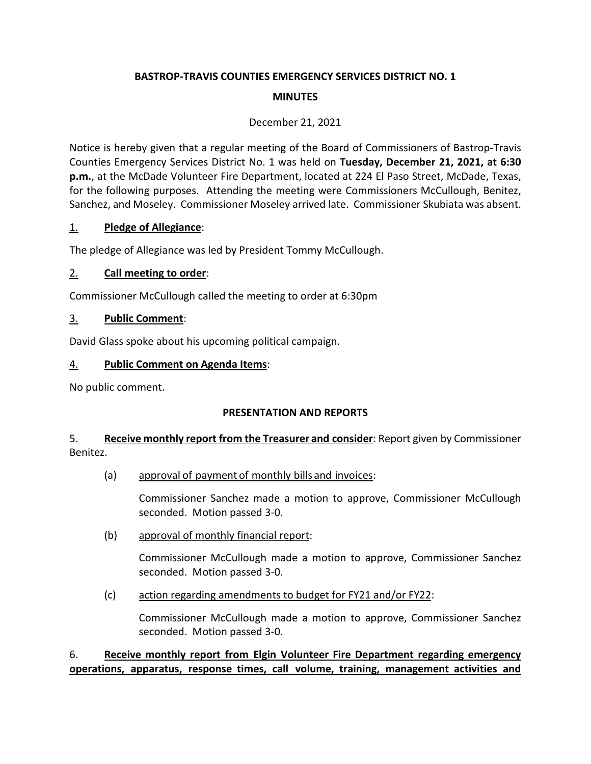**BASTROP-TRAVIS COUNTIES EMERGENCY SERVICES DISTRICT NO. 1**

**MINUTES**

December 21, 2021

Notice is hereby given that a regular meeting of the Board of Commissioners of Bastrop-Travis Counties Emergency Services District No. 1 was held on **Tuesday, December 21, 2021, at 6:30 p.m.**, at the McDade Volunteer Fire Department, located at 224 El Paso Street, McDade, Texas, for the following purposes. Attending the meeting were Commissioners McCullough, Benitez, Sanchez, and Moseley. Commissioner Moseley arrived late. Commissioner Skubiata was absent.

1. **Pledge of Allegiance**:

The pledge of Allegiance was led by President Tommy McCullough.

2. **Call meeting to order**:

Commissioner McCullough called the meeting to order at 6:30pm

3. **Public Comment**:

David Glass spoke about his upcoming political campaign.

4. **Public Comment on Agenda Items**:

No public comment.

**PRESENTATION AND REPORTS**

5. **Receive monthly report from the Treasurer and consider**: Report given by Commissioner Benitez.

(a) approval of payment of monthly bills and invoices:

Commissioner Sanchez made a motion to approve, Commissioner McCullough seconded. Motion passed 3-0.

(b) approval of monthly financial report:

Commissioner McCullough made a motion to approve, Commissioner Sanchez seconded. Motion passed 3-0.

(c) action regarding amendments to budget for FY21 and/or FY22:

Commissioner McCullough made a motion to approve, Commissioner Sanchez seconded. Motion passed 3-0.

6. **Receive monthly report from Elgin Volunteer Fire Department regarding emergency operations, apparatus, response times, call volume, training, management activities and**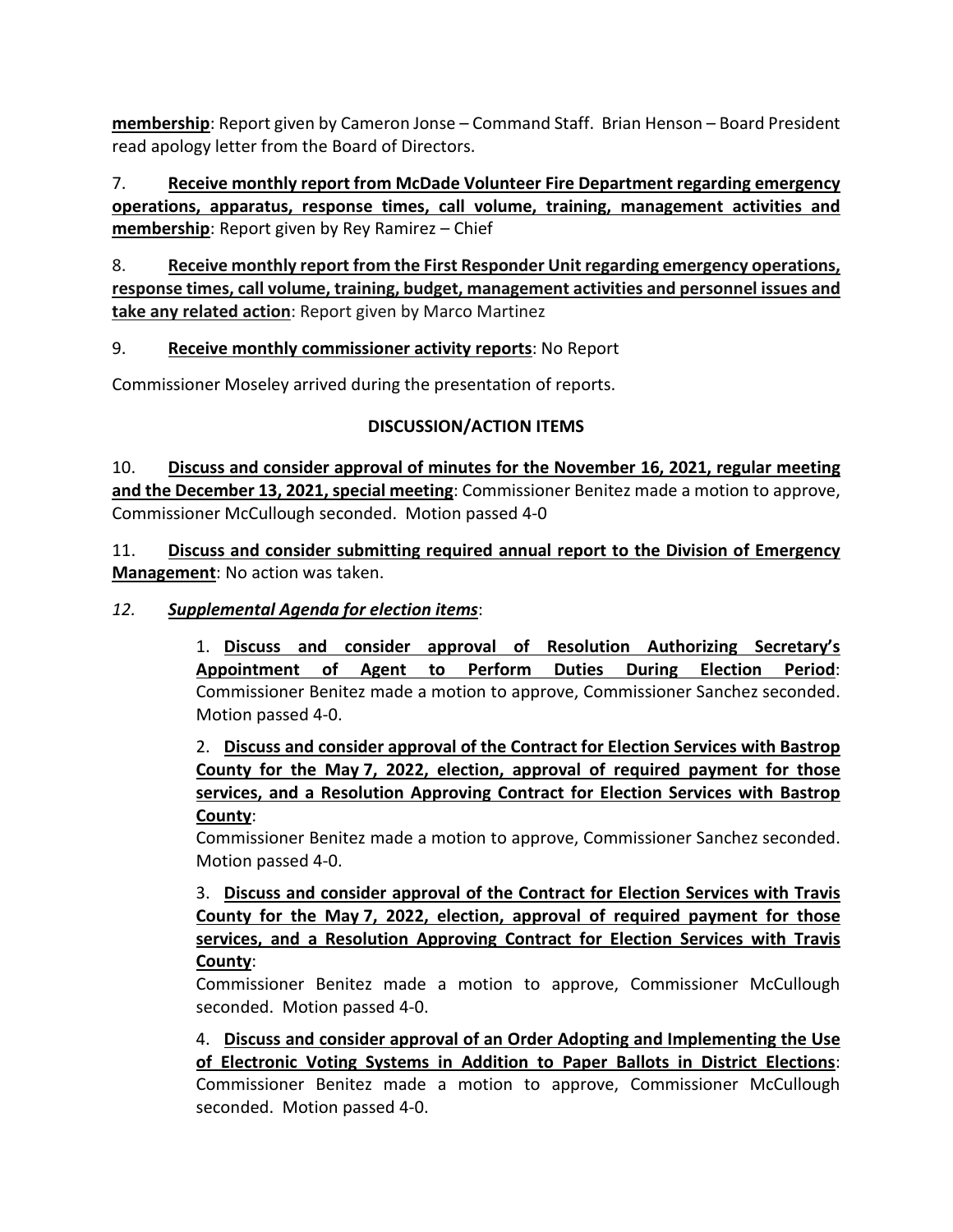**membership**: Report given by Cameron Jonse – Command Staff. Brian Henson – Board President read apology letter from the Board of Directors.

7. **Receive monthly report from McDade Volunteer Fire Department regarding emergency operations, apparatus, response times, call volume, training, management activities and membership**: Report given by Rey Ramirez – Chief

8. **Receive monthly report from the First Responder Unit regarding emergency operations, response times, call volume, training, budget, management activities and personnel issues and take any related action**: Report given by Marco Martinez

9. **Receive monthly commissioner activity reports**: No Report

Commissioner Moseley arrived during the presentation of reports.

**DISCUSSION/ACTION ITEMS**

10. **Discuss and consider approval of minutes for the November 16, 2021, regular meeting and the December 13, 2021, special meeting**: Commissioner Benitez made a motion to approve, Commissioner McCullough seconded. Motion passed 4-0

11. **Discuss and consider submitting required annual report to the Division of Emergency Management**: No action was taken.

*12. **Supplemental Agenda for election items***:

1. **Discuss and consider approval of Resolution Authorizing Secretary's Appointment of Agent to Perform Duties During Election Period**: Commissioner Benitez made a motion to approve, Commissioner Sanchez seconded. Motion passed 4-0.

2. **Discuss and consider approval of the Contract for Election Services with Bastrop County for the May 7, 2022, election, approval of required payment for those services, and a Resolution Approving Contract for Election Services with Bastrop County**:
Commissioner Benitez made a motion to approve, Commissioner Sanchez seconded. Motion passed 4-0.

3. **Discuss and consider approval of the Contract for Election Services with Travis County for the May 7, 2022, election, approval of required payment for those services, and a Resolution Approving Contract for Election Services with Travis County**:
Commissioner Benitez made a motion to approve, Commissioner McCullough seconded. Motion passed 4-0.

4. **Discuss and consider approval of an Order Adopting and Implementing the Use of Electronic Voting Systems in Addition to Paper Ballots in District Elections**: Commissioner Benitez made a motion to approve, Commissioner McCullough seconded. Motion passed 4-0.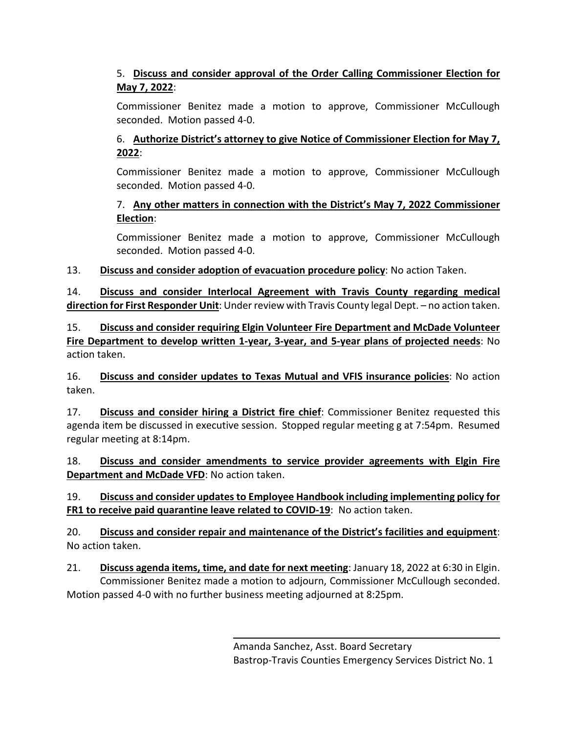5. **Discuss and consider approval of the Order Calling Commissioner Election for May 7, 2022**:

Commissioner Benitez made a motion to approve, Commissioner McCullough seconded. Motion passed 4-0.

6. **Authorize District's attorney to give Notice of Commissioner Election for May 7, 2022**:

Commissioner Benitez made a motion to approve, Commissioner McCullough seconded. Motion passed 4-0.

7. **Any other matters in connection with the District's May 7, 2022 Commissioner Election**:

Commissioner Benitez made a motion to approve, Commissioner McCullough seconded. Motion passed 4-0.

13. **Discuss and consider adoption of evacuation procedure policy**: No action Taken.

14. **Discuss and consider Interlocal Agreement with Travis County regarding medical direction for First Responder Unit**: Under review with Travis County legal Dept. – no action taken.

15. **Discuss and consider requiring Elgin Volunteer Fire Department and McDade Volunteer Fire Department to develop written 1-year, 3-year, and 5-year plans of projected needs**: No action taken.

16. **Discuss and consider updates to Texas Mutual and VFIS insurance policies**: No action taken.

17. **Discuss and consider hiring a District fire chief**: Commissioner Benitez requested this agenda item be discussed in executive session. Stopped regular meeting g at 7:54pm. Resumed regular meeting at 8:14pm.

18. **Discuss and consider amendments to service provider agreements with Elgin Fire Department and McDade VFD**: No action taken.

19. **Discuss and consider updates to Employee Handbook including implementing policy for FR1 to receive paid quarantine leave related to COVID-19**: No action taken.

20. **Discuss and consider repair and maintenance of the District's facilities and equipment**: No action taken.

21. **Discuss agenda items, time, and date for next meeting**: January 18, 2022 at 6:30 in Elgin.
Commissioner Benitez made a motion to adjourn, Commissioner McCullough seconded. Motion passed 4-0 with no further business meeting adjourned at 8:25pm.

Amanda Sanchez, Asst. Board Secretary
Bastrop-Travis Counties Emergency Services District No. 1